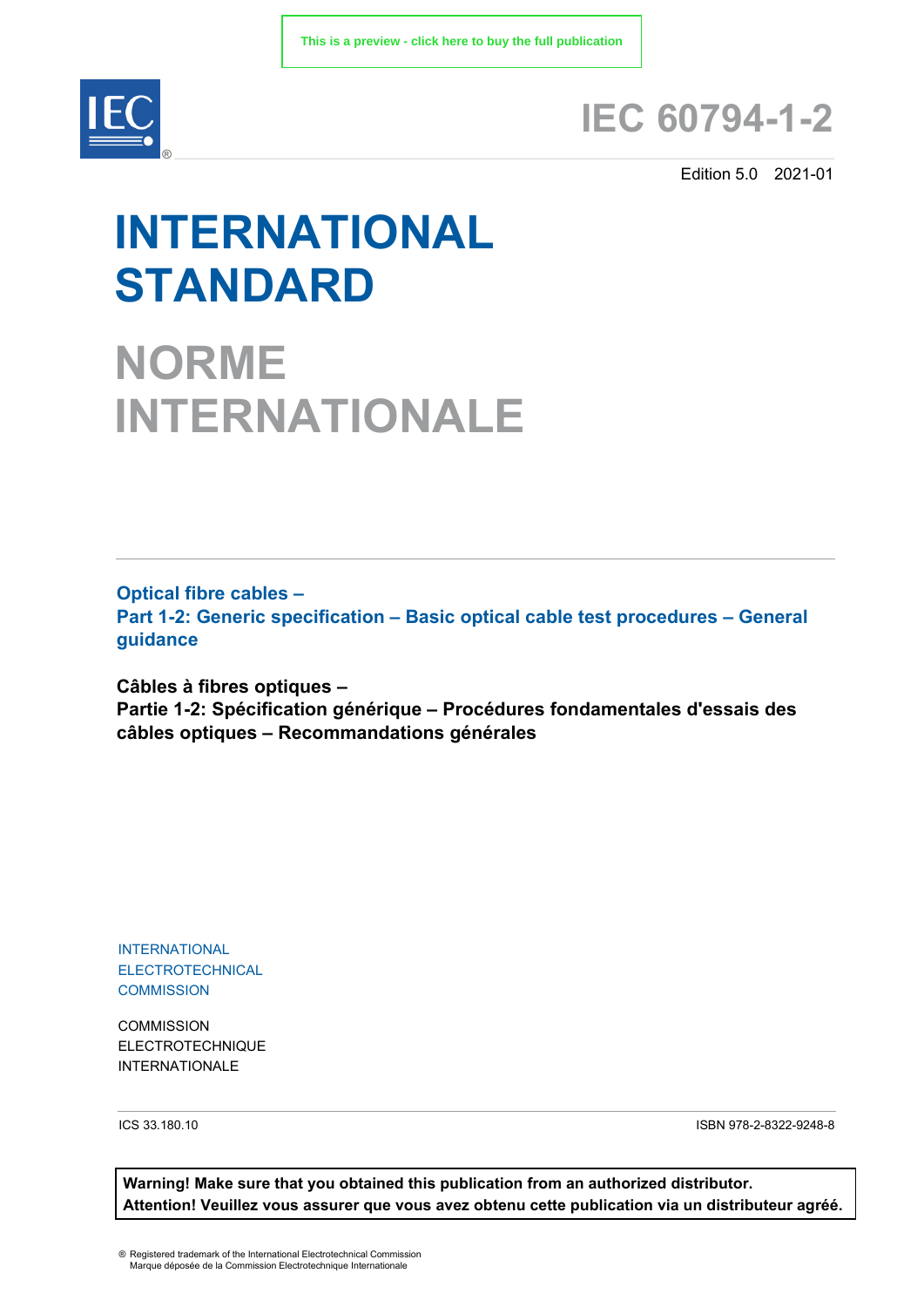This is a preview - click here to buy the full publication

# IEC 60794-1-2

Edition 5.0 2021-01

# INTERNATIONAL STANDARD

# NORME INTERNATIONALE

**Optical fibre cables –**
**Part 1-2: Generic specification – Basic optical cable test procedures – General guidance**

**Câbles à fibres optiques –**
**Partie 1-2: Spécification générique – Procédures fondamentales d'essais des câbles optiques – Recommandations générales**

INTERNATIONAL
ELECTROTECHNICAL
COMMISSION

COMMISSION
ELECTROTECHNIQUE
INTERNATIONALE

ICS 33.180.10

ISBN 978-2-8322-9248-8

**Warning! Make sure that you obtained this publication from an authorized distributor.**
**Attention! Veuillez vous assurer que vous avez obtenu cette publication via un distributeur agréé.**

® Registered trademark of the International Electrotechnical Commission
Marque déposée de la Commission Electrotechnique Internationale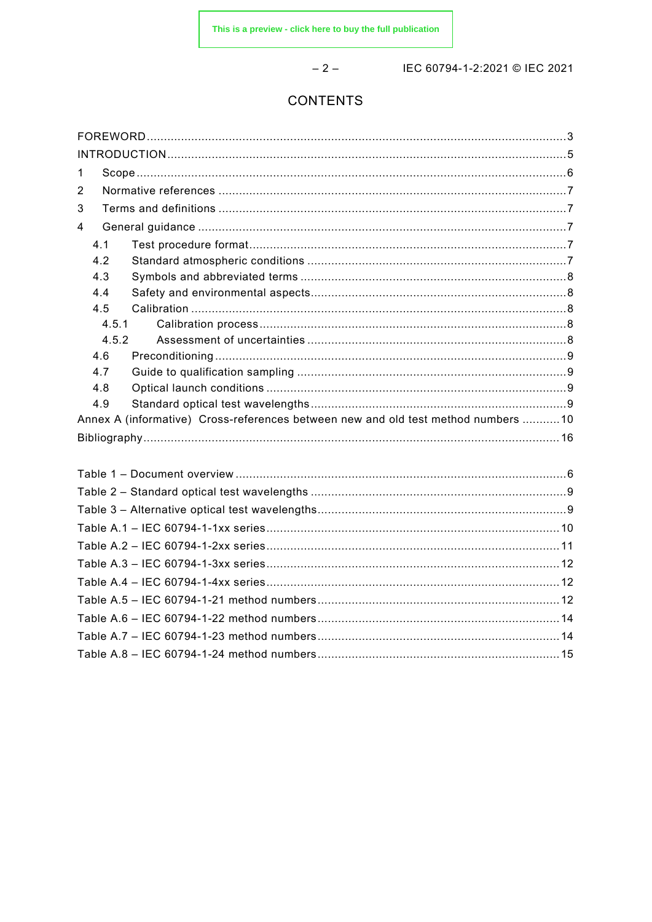# CONTENTS

FOREWORD ........................................................................................................................ 3
INTRODUCTION .................................................................................................................. 5
1 Scope ............................................................................................................................ 6
2 Normative references ..................................................................................................... 7
3 Terms and definitions ..................................................................................................... 7
4 General guidance ........................................................................................................... 7
  4.1 Test procedure format ............................................................................................. 7
  4.2 Standard atmospheric conditions ............................................................................ 7
  4.3 Symbols and abbreviated terms .............................................................................. 8
  4.4 Safety and environmental aspects ........................................................................... 8
  4.5 Calibration ............................................................................................................. 8
    4.5.1 Calibration process .......................................................................................... 8
    4.5.2 Assessment of uncertainties ............................................................................ 8
  4.6 Preconditioning ....................................................................................................... 9
  4.7 Guide to qualification sampling ............................................................................... 9
  4.8 Optical launch conditions ........................................................................................ 9
  4.9 Standard optical test wavelengths ........................................................................... 9
Annex A (informative) Cross-references between new and old test method numbers ........... 10
Bibliography ........................................................................................................................ 16

Table 1 – Document overview ................................................................................................ 6
Table 2 – Standard optical test wavelengths .......................................................................... 9
Table 3 – Alternative optical test wavelengths ........................................................................ 9
Table A.1 – IEC 60794-1-1xx series ..................................................................................... 10
Table A.2 – IEC 60794-1-2xx series ..................................................................................... 11
Table A.3 – IEC 60794-1-3xx series ..................................................................................... 12
Table A.4 – IEC 60794-1-4xx series ..................................................................................... 12
Table A.5 – IEC 60794-1-21 method numbers ...................................................................... 12
Table A.6 – IEC 60794-1-22 method numbers ...................................................................... 14
Table A.7 – IEC 60794-1-23 method numbers ...................................................................... 14
Table A.8 – IEC 60794-1-24 method numbers ...................................................................... 15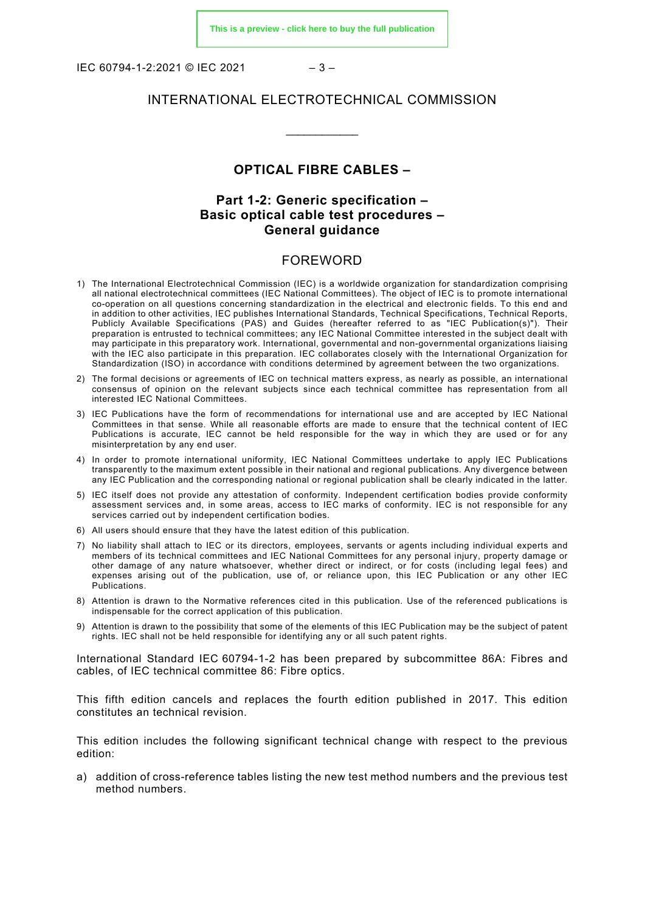INTERNATIONAL ELECTROTECHNICAL COMMISSION

\_\_\_\_\_\_\_\_\_\_\_\_

# OPTICAL FIBRE CABLES –

## Part 1-2: Generic specification – Basic optical cable test procedures – General guidance

## FOREWORD

1) The International Electrotechnical Commission (IEC) is a worldwide organization for standardization comprising all national electrotechnical committees (IEC National Committees). The object of IEC is to promote international co-operation on all questions concerning standardization in the electrical and electronic fields. To this end and in addition to other activities, IEC publishes International Standards, Technical Specifications, Technical Reports, Publicly Available Specifications (PAS) and Guides (hereafter referred to as "IEC Publication(s)"). Their preparation is entrusted to technical committees; any IEC National Committee interested in the subject dealt with may participate in this preparatory work. International, governmental and non-governmental organizations liaising with the IEC also participate in this preparation. IEC collaborates closely with the International Organization for Standardization (ISO) in accordance with conditions determined by agreement between the two organizations.
2) The formal decisions or agreements of IEC on technical matters express, as nearly as possible, an international consensus of opinion on the relevant subjects since each technical committee has representation from all interested IEC National Committees.
3) IEC Publications have the form of recommendations for international use and are accepted by IEC National Committees in that sense. While all reasonable efforts are made to ensure that the technical content of IEC Publications is accurate, IEC cannot be held responsible for the way in which they are used or for any misinterpretation by any end user.
4) In order to promote international uniformity, IEC National Committees undertake to apply IEC Publications transparently to the maximum extent possible in their national and regional publications. Any divergence between any IEC Publication and the corresponding national or regional publication shall be clearly indicated in the latter.
5) IEC itself does not provide any attestation of conformity. Independent certification bodies provide conformity assessment services and, in some areas, access to IEC marks of conformity. IEC is not responsible for any services carried out by independent certification bodies.
6) All users should ensure that they have the latest edition of this publication.
7) No liability shall attach to IEC or its directors, employees, servants or agents including individual experts and members of its technical committees and IEC National Committees for any personal injury, property damage or other damage of any nature whatsoever, whether direct or indirect, or for costs (including legal fees) and expenses arising out of the publication, use of, or reliance upon, this IEC Publication or any other IEC Publications.
8) Attention is drawn to the Normative references cited in this publication. Use of the referenced publications is indispensable for the correct application of this publication.
9) Attention is drawn to the possibility that some of the elements of this IEC Publication may be the subject of patent rights. IEC shall not be held responsible for identifying any or all such patent rights.

International Standard IEC 60794-1-2 has been prepared by subcommittee 86A: Fibres and cables, of IEC technical committee 86: Fibre optics.

This fifth edition cancels and replaces the fourth edition published in 2017. This edition constitutes an technical revision.

This edition includes the following significant technical change with respect to the previous edition:

a) addition of cross-reference tables listing the new test method numbers and the previous test method numbers.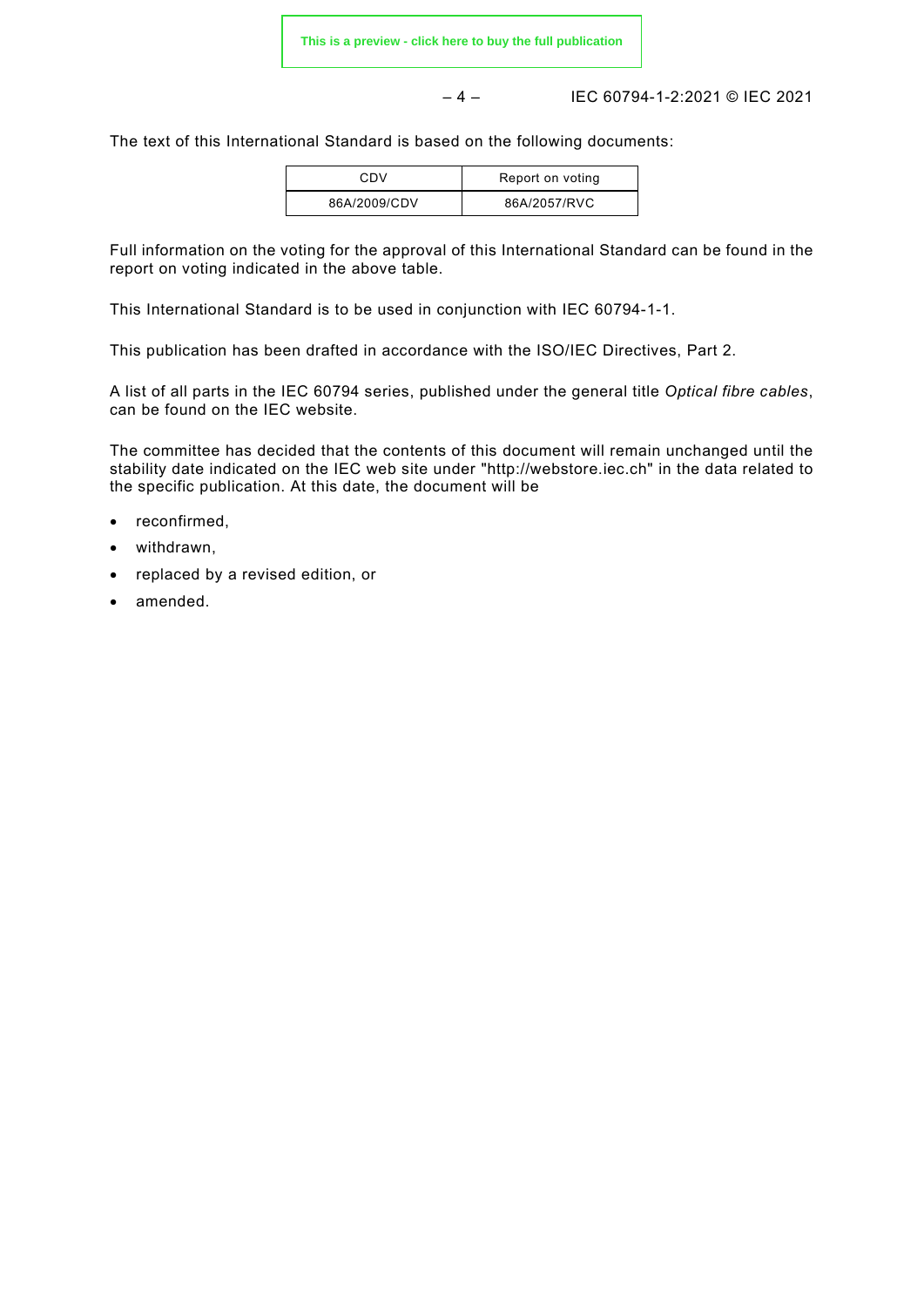The text of this International Standard is based on the following documents:

| CDV | Report on voting |
| --- | --- |
| 86A/2009/CDV | 86A/2057/RVC |

Full information on the voting for the approval of this International Standard can be found in the report on voting indicated in the above table.

This International Standard is to be used in conjunction with IEC 60794-1-1.

This publication has been drafted in accordance with the ISO/IEC Directives, Part 2.

A list of all parts in the IEC 60794 series, published under the general title *Optical fibre cables*, can be found on the IEC website.

The committee has decided that the contents of this document will remain unchanged until the stability date indicated on the IEC web site under "http://webstore.iec.ch" in the data related to the specific publication. At this date, the document will be

- reconfirmed,
- withdrawn,
- replaced by a revised edition, or
- amended.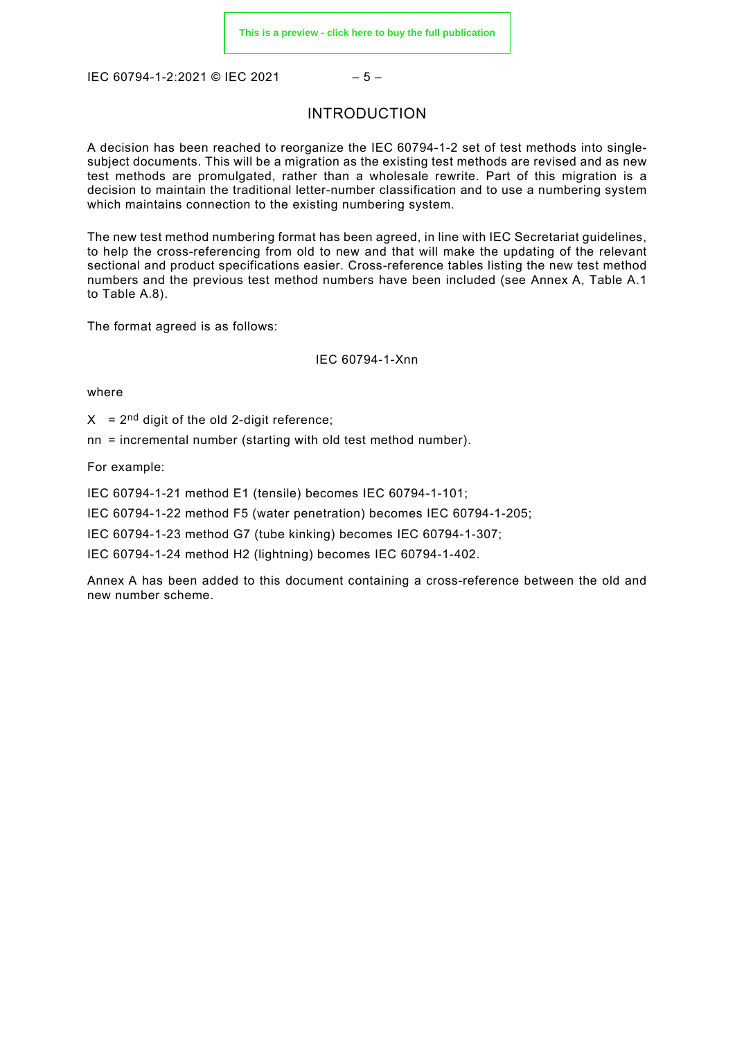# INTRODUCTION

A decision has been reached to reorganize the IEC 60794-1-2 set of test methods into single-subject documents. This will be a migration as the existing test methods are revised and as new test methods are promulgated, rather than a wholesale rewrite. Part of this migration is a decision to maintain the traditional letter-number classification and to use a numbering system which maintains connection to the existing numbering system.

The new test method numbering format has been agreed, in line with IEC Secretariat guidelines, to help the cross-referencing from old to new and that will make the updating of the relevant sectional and product specifications easier. Cross-reference tables listing the new test method numbers and the previous test method numbers have been included (see Annex A, Table A.1 to Table A.8).

The format agreed is as follows:

IEC 60794-1-Xnn

where

X = 2$^{nd}$ digit of the old 2-digit reference;

nn = incremental number (starting with old test method number).

For example:

IEC 60794-1-21 method E1 (tensile) becomes IEC 60794-1-101;

IEC 60794-1-22 method F5 (water penetration) becomes IEC 60794-1-205;

IEC 60794-1-23 method G7 (tube kinking) becomes IEC 60794-1-307;

IEC 60794-1-24 method H2 (lightning) becomes IEC 60794-1-402.

Annex A has been added to this document containing a cross-reference between the old and new number scheme.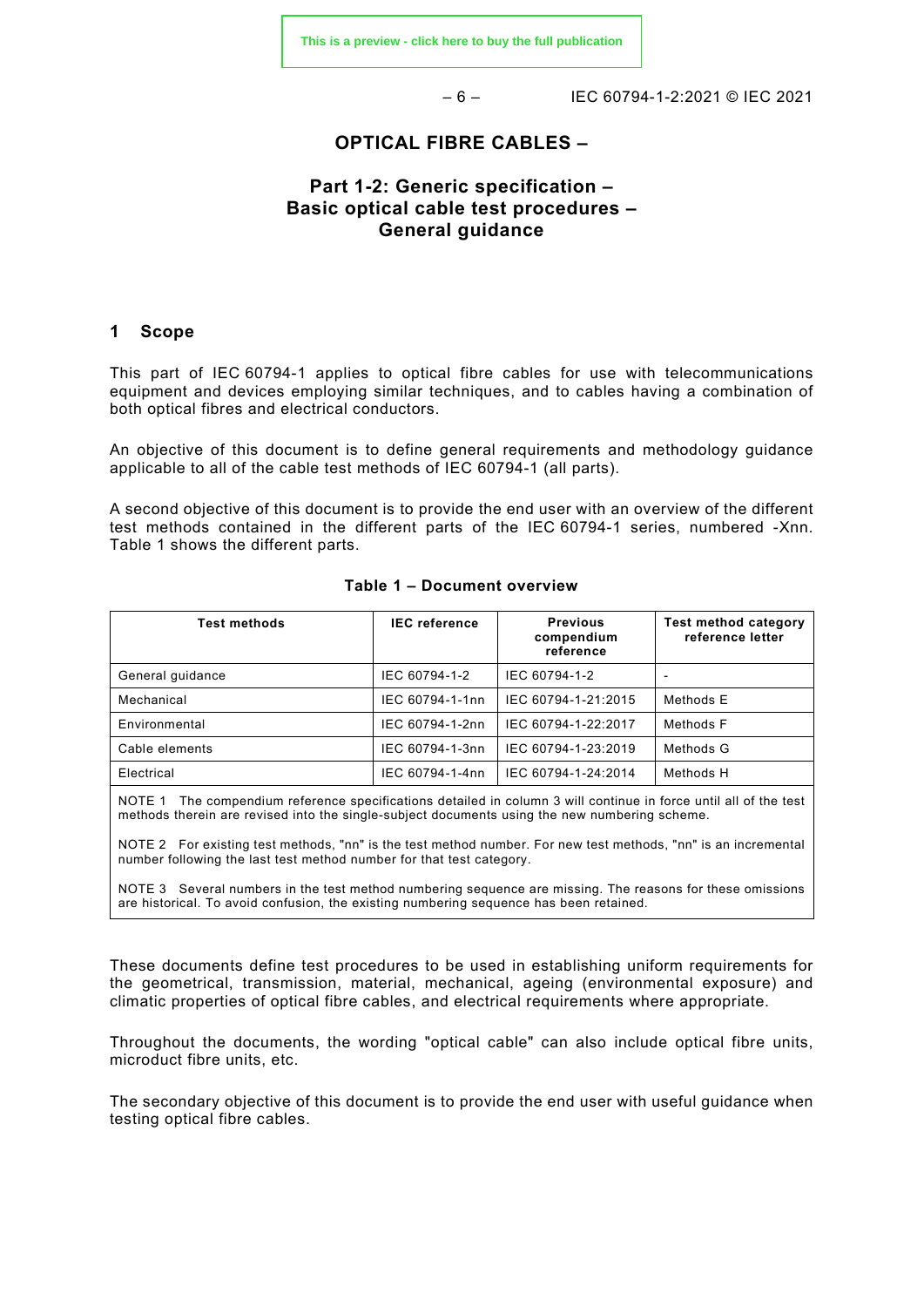# OPTICAL FIBRE CABLES –

## Part 1-2: Generic specification – Basic optical cable test procedures – General guidance

## 1 Scope

This part of IEC 60794-1 applies to optical fibre cables for use with telecommunications equipment and devices employing similar techniques, and to cables having a combination of both optical fibres and electrical conductors.

An objective of this document is to define general requirements and methodology guidance applicable to all of the cable test methods of IEC 60794-1 (all parts).

A second objective of this document is to provide the end user with an overview of the different test methods contained in the different parts of the IEC 60794-1 series, numbered -Xnn. Table 1 shows the different parts.

**Table 1 – Document overview**

| Test methods | IEC reference | Previous compendium reference | Test method category reference letter |
|---|---|---|---|
| General guidance | IEC 60794-1-2 | IEC 60794-1-2 | - |
| Mechanical | IEC 60794-1-1nn | IEC 60794-1-21:2015 | Methods E |
| Environmental | IEC 60794-1-2nn | IEC 60794-1-22:2017 | Methods F |
| Cable elements | IEC 60794-1-3nn | IEC 60794-1-23:2019 | Methods G |
| Electrical | IEC 60794-1-4nn | IEC 60794-1-24:2014 | Methods H |

NOTE 1 The compendium reference specifications detailed in column 3 will continue in force until all of the test methods therein are revised into the single-subject documents using the new numbering scheme.

NOTE 2 For existing test methods, "nn" is the test method number. For new test methods, "nn" is an incremental number following the last test method number for that test category.

NOTE 3 Several numbers in the test method numbering sequence are missing. The reasons for these omissions are historical. To avoid confusion, the existing numbering sequence has been retained.

These documents define test procedures to be used in establishing uniform requirements for the geometrical, transmission, material, mechanical, ageing (environmental exposure) and climatic properties of optical fibre cables, and electrical requirements where appropriate.

Throughout the documents, the wording "optical cable" can also include optical fibre units, microduct fibre units, etc.

The secondary objective of this document is to provide the end user with useful guidance when testing optical fibre cables.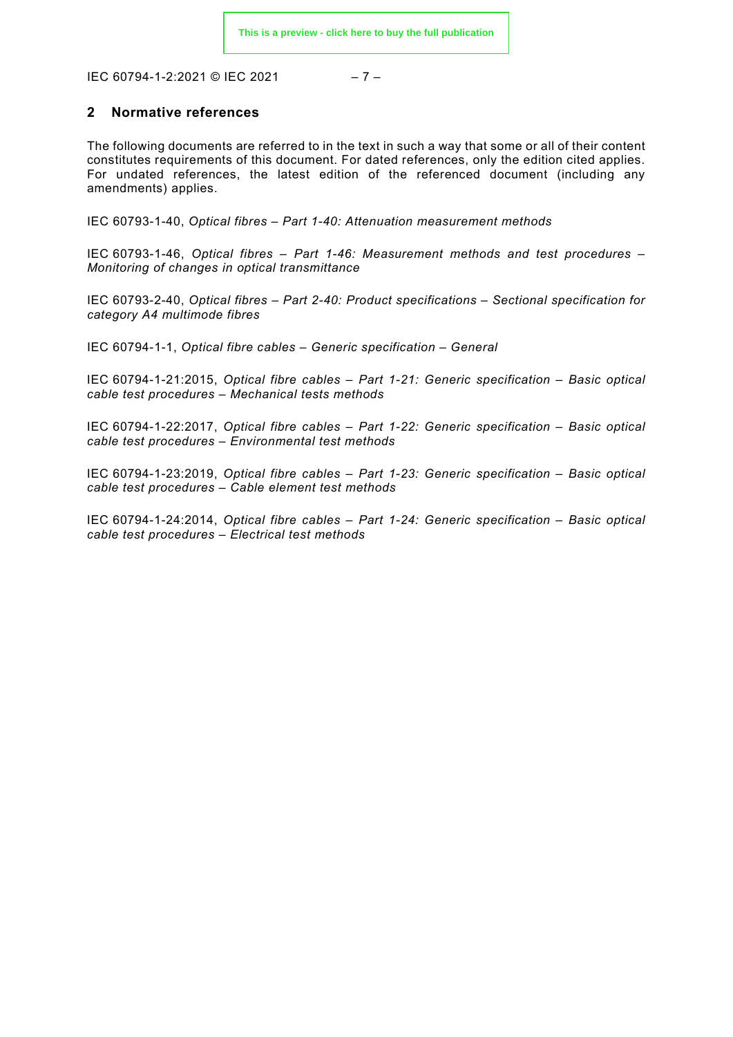## 2 Normative references

The following documents are referred to in the text in such a way that some or all of their content constitutes requirements of this document. For dated references, only the edition cited applies. For undated references, the latest edition of the referenced document (including any amendments) applies.

IEC 60793-1-40, *Optical fibres – Part 1-40: Attenuation measurement methods*

IEC 60793-1-46, *Optical fibres – Part 1-46: Measurement methods and test procedures – Monitoring of changes in optical transmittance*

IEC 60793-2-40, *Optical fibres – Part 2-40: Product specifications – Sectional specification for category A4 multimode fibres*

IEC 60794-1-1, *Optical fibre cables – Generic specification – General*

IEC 60794-1-21:2015, *Optical fibre cables – Part 1-21: Generic specification – Basic optical cable test procedures – Mechanical tests methods*

IEC 60794-1-22:2017, *Optical fibre cables – Part 1-22: Generic specification – Basic optical cable test procedures – Environmental test methods*

IEC 60794-1-23:2019, *Optical fibre cables – Part 1-23: Generic specification – Basic optical cable test procedures – Cable element test methods*

IEC 60794-1-24:2014, *Optical fibre cables – Part 1-24: Generic specification – Basic optical cable test procedures – Electrical test methods*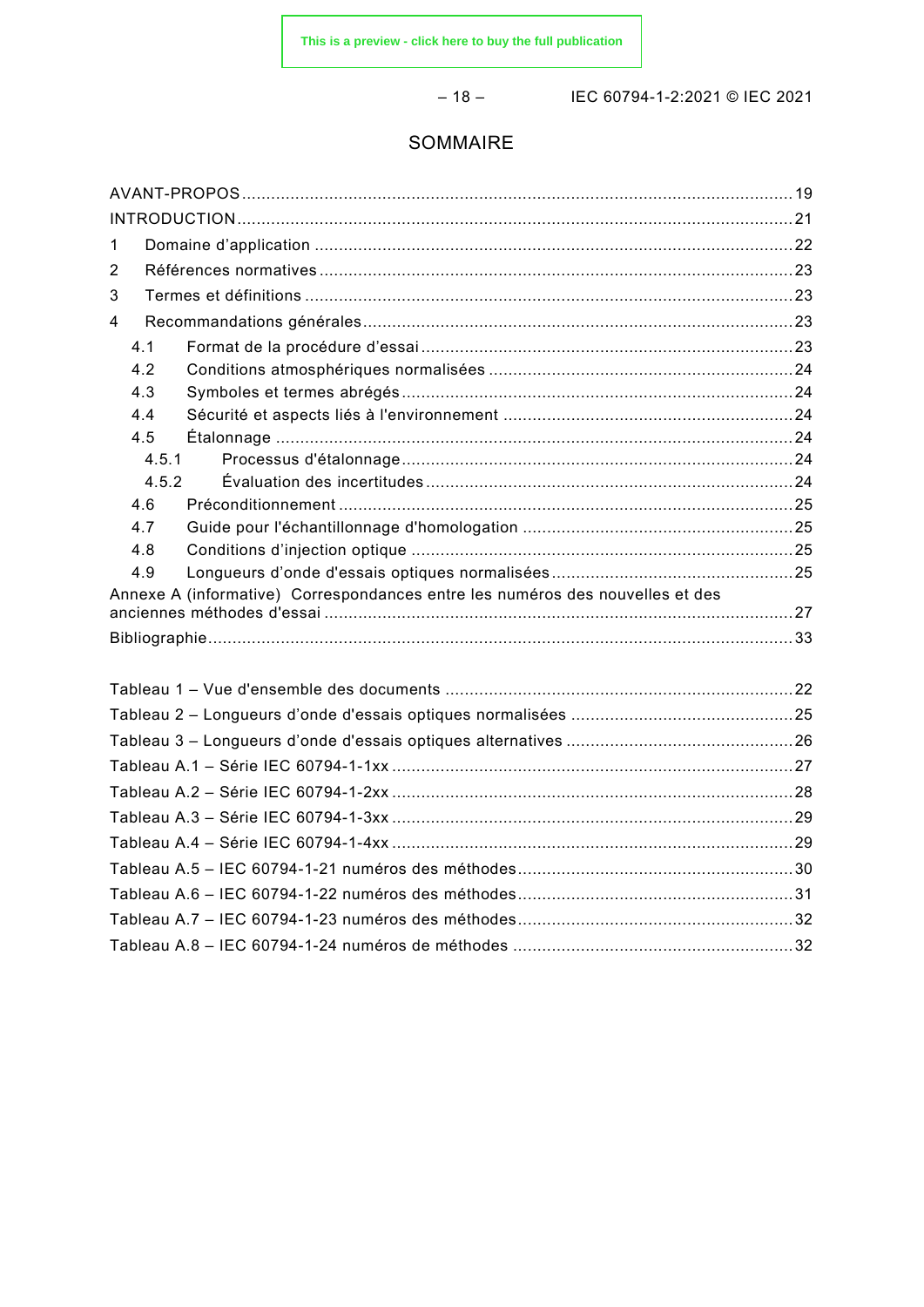# SOMMAIRE

AVANT-PROPOS ........................................................................................................................ 19
INTRODUCTION ........................................................................................................................ 21
1 Domaine d'application ........................................................................................................ 22
2 Références normatives ....................................................................................................... 23
3 Termes et définitions .......................................................................................................... 23
4 Recommandations générales .............................................................................................. 23
4.1 Format de la procédure d'essai ................................................................................... 23
4.2 Conditions atmosphériques normalisées ..................................................................... 24
4.3 Symboles et termes abrégés ....................................................................................... 24
4.4 Sécurité et aspects liés à l'environnement .................................................................. 24
4.5 Étalonnage ................................................................................................................. 24
4.5.1 Processus d'étalonnage ........................................................................................ 24
4.5.2 Évaluation des incertitudes ................................................................................... 24
4.6 Préconditionnement .................................................................................................... 25
4.7 Guide pour l'échantillonnage d'homologation .............................................................. 25
4.8 Conditions d'injection optique ..................................................................................... 25
4.9 Longueurs d'onde d'essais optiques normalisées ........................................................ 25
Annexe A (informative) Correspondances entre les numéros des nouvelles et des anciennes méthodes d'essai ....................................................................................................... 27
Bibliographie ............................................................................................................................ 33

Tableau 1 – Vue d'ensemble des documents ............................................................................ 22
Tableau 2 – Longueurs d'onde d'essais optiques normalisées ................................................... 25
Tableau 3 – Longueurs d'onde d'essais optiques alternatives .................................................... 26
Tableau A.1 – Série IEC 60794-1-1xx ....................................................................................... 27
Tableau A.2 – Série IEC 60794-1-2xx ....................................................................................... 28
Tableau A.3 – Série IEC 60794-1-3xx ....................................................................................... 29
Tableau A.4 – Série IEC 60794-1-4xx ....................................................................................... 29
Tableau A.5 – IEC 60794-1-21 numéros des méthodes .............................................................. 30
Tableau A.6 – IEC 60794-1-22 numéros des méthodes .............................................................. 31
Tableau A.7 – IEC 60794-1-23 numéros des méthodes .............................................................. 32
Tableau A.8 – IEC 60794-1-24 numéros de méthodes ............................................................... 32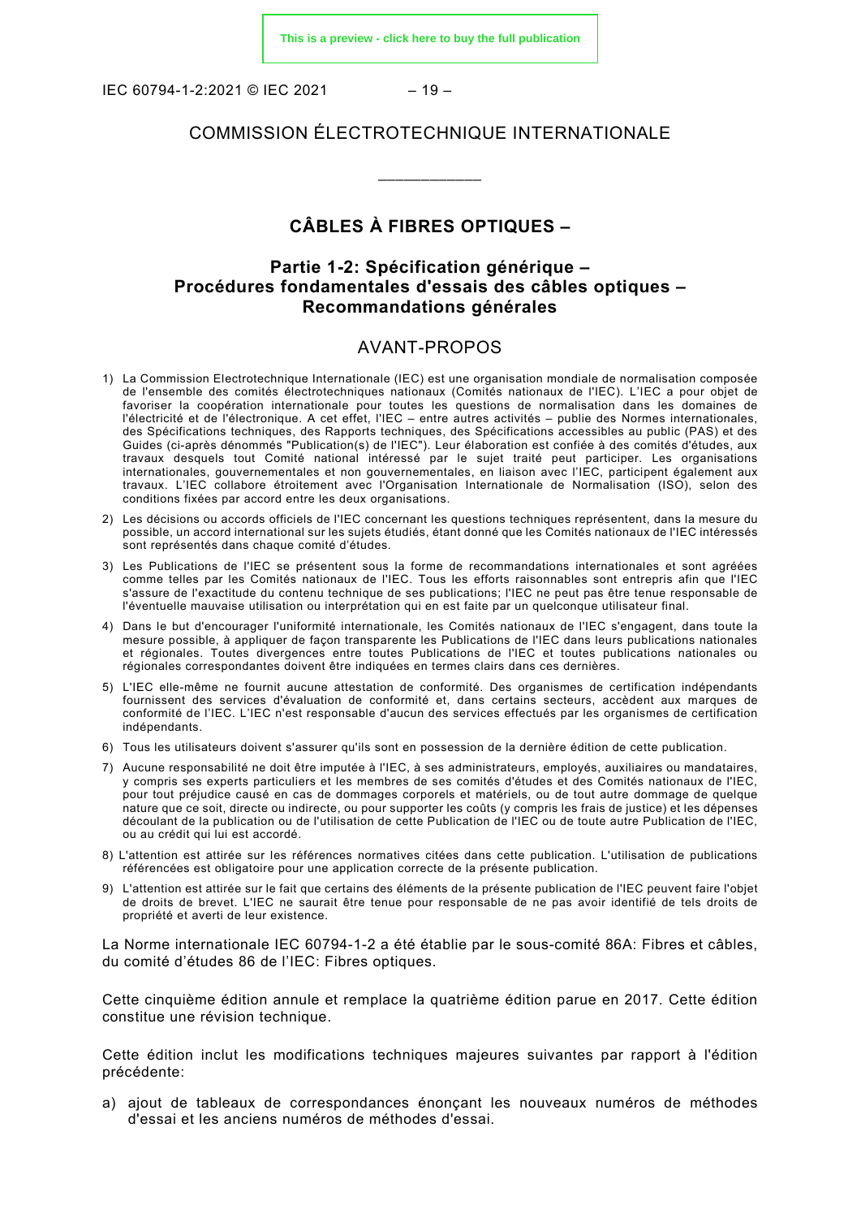COMMISSION ÉLECTROTECHNIQUE INTERNATIONALE

\_\_\_\_\_\_\_\_\_\_\_\_

# CÂBLES À FIBRES OPTIQUES –

## Partie 1-2: Spécification générique – Procédures fondamentales d'essais des câbles optiques – Recommandations générales

## AVANT-PROPOS

1) La Commission Electrotechnique Internationale (IEC) est une organisation mondiale de normalisation composée de l'ensemble des comités électrotechniques nationaux (Comités nationaux de l'IEC). L'IEC a pour objet de favoriser la coopération internationale pour toutes les questions de normalisation dans les domaines de l'électricité et de l'électronique. A cet effet, l'IEC – entre autres activités – publie des Normes internationales, des Spécifications techniques, des Rapports techniques, des Spécifications accessibles au public (PAS) et des Guides (ci-après dénommés "Publication(s) de l'IEC"). Leur élaboration est confiée à des comités d'études, aux travaux desquels tout Comité national intéressé par le sujet traité peut participer. Les organisations internationales, gouvernementales et non gouvernementales, en liaison avec l'IEC, participent également aux travaux. L'IEC collabore étroitement avec l'Organisation Internationale de Normalisation (ISO), selon des conditions fixées par accord entre les deux organisations.
2) Les décisions ou accords officiels de l'IEC concernant les questions techniques représentent, dans la mesure du possible, un accord international sur les sujets étudiés, étant donné que les Comités nationaux de l'IEC intéressés sont représentés dans chaque comité d'études.
3) Les Publications de l'IEC se présentent sous la forme de recommandations internationales et sont agréées comme telles par les Comités nationaux de l'IEC. Tous les efforts raisonnables sont entrepris afin que l'IEC s'assure de l'exactitude du contenu technique de ses publications; l'IEC ne peut pas être tenue responsable de l'éventuelle mauvaise utilisation ou interprétation qui en est faite par un quelconque utilisateur final.
4) Dans le but d'encourager l'uniformité internationale, les Comités nationaux de l'IEC s'engagent, dans toute la mesure possible, à appliquer de façon transparente les Publications de l'IEC dans leurs publications nationales et régionales. Toutes divergences entre toutes Publications de l'IEC et toutes publications nationales ou régionales correspondantes doivent être indiquées en termes clairs dans ces dernières.
5) L'IEC elle-même ne fournit aucune attestation de conformité. Des organismes de certification indépendants fournissent des services d'évaluation de conformité et, dans certains secteurs, accèdent aux marques de conformité de l'IEC. L'IEC n'est responsable d'aucun des services effectués par les organismes de certification indépendants.
6) Tous les utilisateurs doivent s'assurer qu'ils sont en possession de la dernière édition de cette publication.
7) Aucune responsabilité ne doit être imputée à l'IEC, à ses administrateurs, employés, auxiliaires ou mandataires, y compris ses experts particuliers et les membres de ses comités d'études et des Comités nationaux de l'IEC, pour tout préjudice causé en cas de dommages corporels et matériels, ou de tout autre dommage de quelque nature que ce soit, directe ou indirecte, ou pour supporter les coûts (y compris les frais de justice) et les dépenses découlant de la publication ou de l'utilisation de cette Publication de l'IEC ou de toute autre Publication de l'IEC, ou au crédit qui lui est accordé.
8) L'attention est attirée sur les références normatives citées dans cette publication. L'utilisation de publications référencées est obligatoire pour une application correcte de la présente publication.
9) L'attention est attirée sur le fait que certains des éléments de la présente publication de l'IEC peuvent faire l'objet de droits de brevet. L'IEC ne saurait être tenue pour responsable de ne pas avoir identifié de tels droits de propriété et averti de leur existence.

La Norme internationale IEC 60794-1-2 a été établie par le sous-comité 86A: Fibres et câbles, du comité d'études 86 de l'IEC: Fibres optiques.

Cette cinquième édition annule et remplace la quatrième édition parue en 2017. Cette édition constitue une révision technique.

Cette édition inclut les modifications techniques majeures suivantes par rapport à l'édition précédente:

a) ajout de tableaux de correspondances énonçant les nouveaux numéros de méthodes d'essai et les anciens numéros de méthodes d'essai.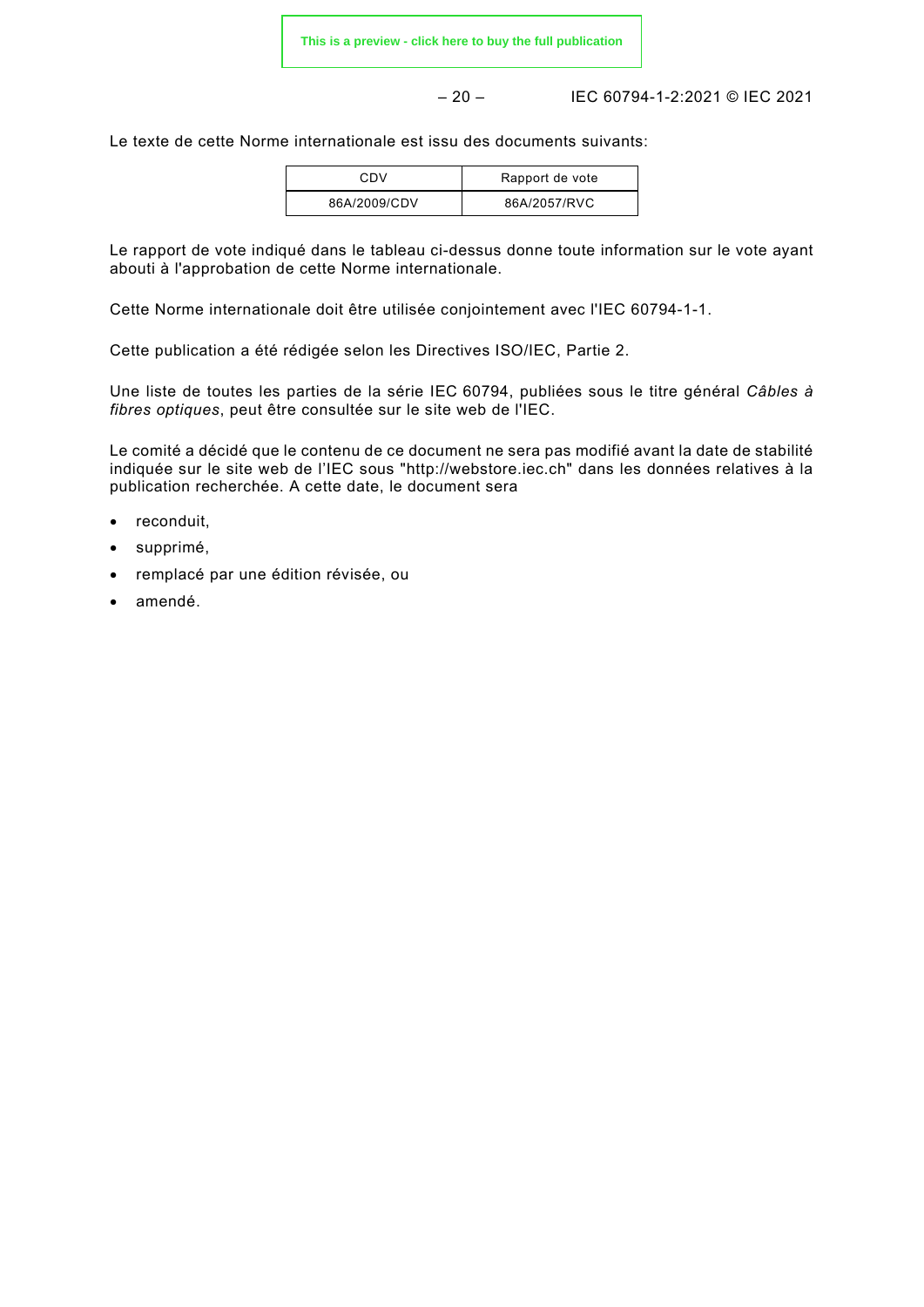Le texte de cette Norme internationale est issu des documents suivants:

| CDV | Rapport de vote |
|---|---|
| 86A/2009/CDV | 86A/2057/RVC |

Le rapport de vote indiqué dans le tableau ci-dessus donne toute information sur le vote ayant abouti à l'approbation de cette Norme internationale.

Cette Norme internationale doit être utilisée conjointement avec l'IEC 60794-1-1.

Cette publication a été rédigée selon les Directives ISO/IEC, Partie 2.

Une liste de toutes les parties de la série IEC 60794, publiées sous le titre général *Câbles à fibres optiques*, peut être consultée sur le site web de l'IEC.

Le comité a décidé que le contenu de ce document ne sera pas modifié avant la date de stabilité indiquée sur le site web de l'IEC sous "http://webstore.iec.ch" dans les données relatives à la publication recherchée. A cette date, le document sera

- reconduit,
- supprimé,
- remplacé par une édition révisée, ou
- amendé.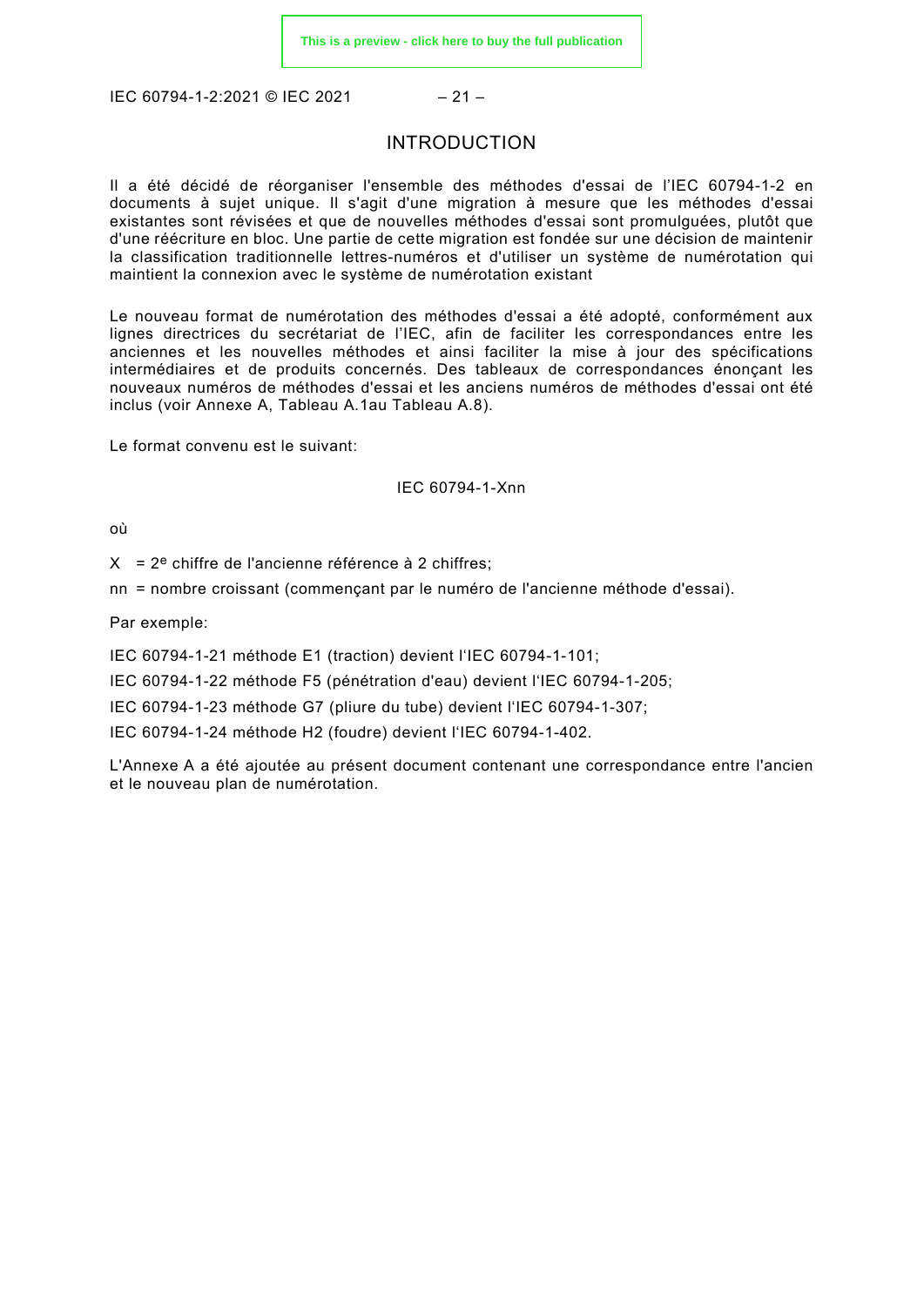# INTRODUCTION

Il a été décidé de réorganiser l'ensemble des méthodes d'essai de l'IEC 60794-1-2 en documents à sujet unique. Il s'agit d'une migration à mesure que les méthodes d'essai existantes sont révisées et que de nouvelles méthodes d'essai sont promulguées, plutôt que d'une réécriture en bloc. Une partie de cette migration est fondée sur une décision de maintenir la classification traditionnelle lettres-numéros et d'utiliser un système de numérotation qui maintient la connexion avec le système de numérotation existant

Le nouveau format de numérotation des méthodes d'essai a été adopté, conformément aux lignes directrices du secrétariat de l'IEC, afin de faciliter les correspondances entre les anciennes et les nouvelles méthodes et ainsi faciliter la mise à jour des spécifications intermédiaires et de produits concernés. Des tableaux de correspondances énonçant les nouveaux numéros de méthodes d'essai et les anciens numéros de méthodes d'essai ont été inclus (voir Annexe A, Tableau A.1au Tableau A.8).

Le format convenu est le suivant:

IEC 60794-1-Xnn

où

X = 2e chiffre de l'ancienne référence à 2 chiffres;

nn = nombre croissant (commençant par le numéro de l'ancienne méthode d'essai).

Par exemple:

IEC 60794-1-21 méthode E1 (traction) devient l'IEC 60794-1-101;

IEC 60794-1-22 méthode F5 (pénétration d'eau) devient l'IEC 60794-1-205;

IEC 60794-1-23 méthode G7 (pliure du tube) devient l'IEC 60794-1-307;

IEC 60794-1-24 méthode H2 (foudre) devient l'IEC 60794-1-402.

L'Annexe A a été ajoutée au présent document contenant une correspondance entre l'ancien et le nouveau plan de numérotation.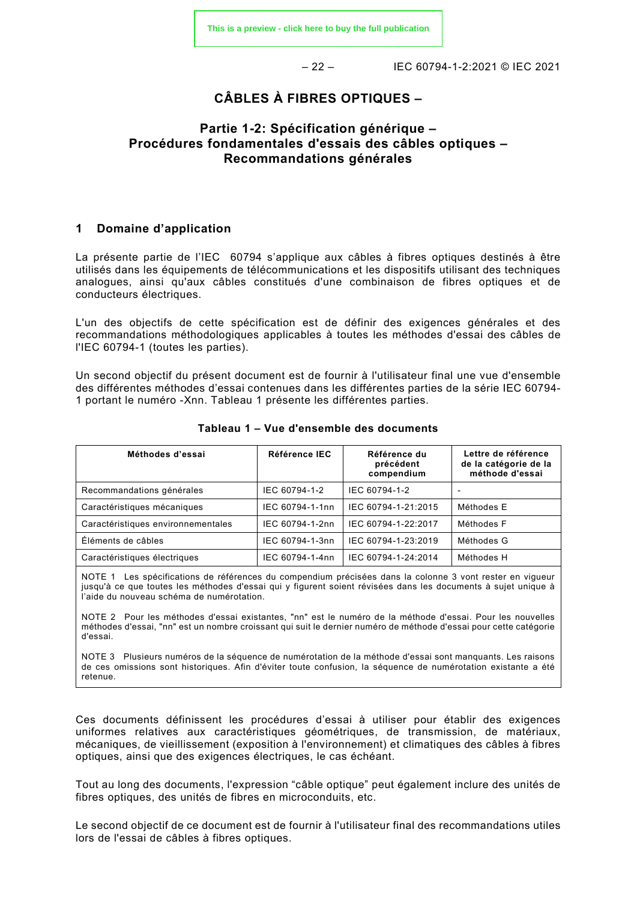# CÂBLES À FIBRES OPTIQUES –

## Partie 1-2: Spécification générique – Procédures fondamentales d'essais des câbles optiques – Recommandations générales

## 1 Domaine d'application

La présente partie de l'IEC 60794 s'applique aux câbles à fibres optiques destinés à être utilisés dans les équipements de télécommunications et les dispositifs utilisant des techniques analogues, ainsi qu'aux câbles constitués d'une combinaison de fibres optiques et de conducteurs électriques.

L'un des objectifs de cette spécification est de définir des exigences générales et des recommandations méthodologiques applicables à toutes les méthodes d'essai des câbles de l'IEC 60794-1 (toutes les parties).

Un second objectif du présent document est de fournir à l'utilisateur final une vue d'ensemble des différentes méthodes d'essai contenues dans les différentes parties de la série IEC 60794-1 portant le numéro -Xnn. Tableau 1 présente les différentes parties.

**Tableau 1 – Vue d'ensemble des documents**

| Méthodes d'essai | Référence IEC | Référence du précédent compendium | Lettre de référence de la catégorie de la méthode d'essai |
|---|---|---|---|
| Recommandations générales | IEC 60794-1-2 | IEC 60794-1-2 | - |
| Caractéristiques mécaniques | IEC 60794-1-1nn | IEC 60794-1-21:2015 | Méthodes E |
| Caractéristiques environnementales | IEC 60794-1-2nn | IEC 60794-1-22:2017 | Méthodes F |
| Éléments de câbles | IEC 60794-1-3nn | IEC 60794-1-23:2019 | Méthodes G |
| Caractéristiques électriques | IEC 60794-1-4nn | IEC 60794-1-24:2014 | Méthodes H |

NOTE 1 Les spécifications de références du compendium précisées dans la colonne 3 vont rester en vigueur jusqu'à ce que toutes les méthodes d'essai qui y figurent soient révisées dans les documents à sujet unique à l'aide du nouveau schéma de numérotation.

NOTE 2 Pour les méthodes d'essai existantes, "nn" est le numéro de la méthode d'essai. Pour les nouvelles méthodes d'essai, "nn" est un nombre croissant qui suit le dernier numéro de méthode d'essai pour cette catégorie d'essai.

NOTE 3 Plusieurs numéros de la séquence de numérotation de la méthode d'essai sont manquants. Les raisons de ces omissions sont historiques. Afin d'éviter toute confusion, la séquence de numérotation existante a été retenue.

Ces documents définissent les procédures d'essai à utiliser pour établir des exigences uniformes relatives aux caractéristiques géométriques, de transmission, de matériaux, mécaniques, de vieillissement (exposition à l'environnement) et climatiques des câbles à fibres optiques, ainsi que des exigences électriques, le cas échéant.

Tout au long des documents, l'expression "câble optique" peut également inclure des unités de fibres optiques, des unités de fibres en microconduits, etc.

Le second objectif de ce document est de fournir à l'utilisateur final des recommandations utiles lors de l'essai de câbles à fibres optiques.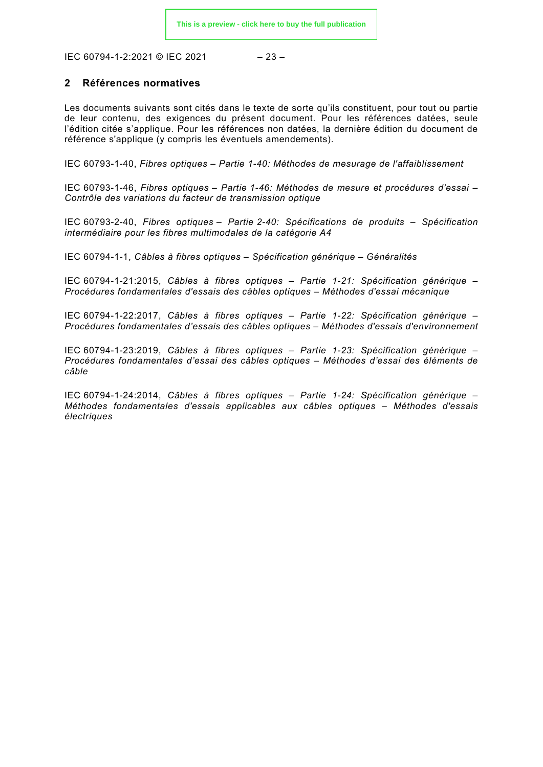## 2 Références normatives

Les documents suivants sont cités dans le texte de sorte qu'ils constituent, pour tout ou partie de leur contenu, des exigences du présent document. Pour les références datées, seule l'édition citée s'applique. Pour les références non datées, la dernière édition du document de référence s'applique (y compris les éventuels amendements).

IEC 60793-1-40, *Fibres optiques – Partie 1-40: Méthodes de mesurage de l'affaiblissement*

IEC 60793-1-46, *Fibres optiques – Partie 1-46: Méthodes de mesure et procédures d'essai – Contrôle des variations du facteur de transmission optique*

IEC 60793-2-40, *Fibres optiques – Partie 2-40: Spécifications de produits – Spécification intermédiaire pour les fibres multimodales de la catégorie A4*

IEC 60794-1-1, *Câbles à fibres optiques – Spécification générique – Généralités*

IEC 60794-1-21:2015, *Câbles à fibres optiques – Partie 1-21: Spécification générique – Procédures fondamentales d'essais des câbles optiques – Méthodes d'essai mécanique*

IEC 60794-1-22:2017, *Câbles à fibres optiques – Partie 1-22: Spécification générique – Procédures fondamentales d'essais des câbles optiques – Méthodes d'essais d'environnement*

IEC 60794-1-23:2019, *Câbles à fibres optiques – Partie 1-23: Spécification générique – Procédures fondamentales d'essai des câbles optiques – Méthodes d'essai des éléments de câble*

IEC 60794-1-24:2014, *Câbles à fibres optiques – Partie 1-24: Spécification générique – Méthodes fondamentales d'essais applicables aux câbles optiques – Méthodes d'essais électriques*